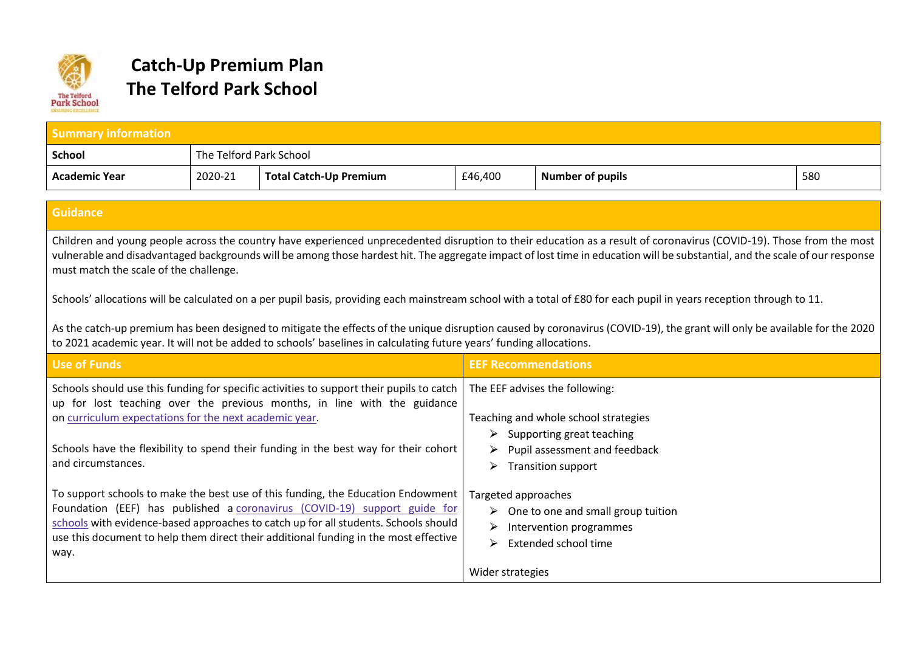# Catch-Up Premium Plan
# The Telford Park School

| Summary information | | | | | |
|---|---|---|---|---|---|
| **School** | The Telford Park School | | | | |
| **Academic Year** | 2020-21 | **Total Catch-Up Premium** | £46,400 | **Number of pupils** | 580 |

## Guidance

Children and young people across the country have experienced unprecedented disruption to their education as a result of coronavirus (COVID-19). Those from the most vulnerable and disadvantaged backgrounds will be among those hardest hit. The aggregate impact of lost time in education will be substantial, and the scale of our response must match the scale of the challenge.

Schools' allocations will be calculated on a per pupil basis, providing each mainstream school with a total of £80 for each pupil in years reception through to 11.

As the catch-up premium has been designed to mitigate the effects of the unique disruption caused by coronavirus (COVID-19), the grant will only be available for the 2020 to 2021 academic year. It will not be added to schools' baselines in calculating future years' funding allocations.

| Use of Funds | EEF Recommendations |
|---|---|
| Schools should use this funding for specific activities to support their pupils to catch up for lost teaching over the previous months, in line with the guidance on curriculum expectations for the next academic year.<br><br>Schools have the flexibility to spend their funding in the best way for their cohort and circumstances.<br><br>To support schools to make the best use of this funding, the Education Endowment Foundation (EEF) has published a coronavirus (COVID-19) support guide for schools with evidence-based approaches to catch up for all students. Schools should use this document to help them direct their additional funding in the most effective way. | The EEF advises the following:<br><br>Teaching and whole school strategies<br>➢ Supporting great teaching<br>➢ Pupil assessment and feedback<br>➢ Transition support<br><br>Targeted approaches<br>➢ One to one and small group tuition<br>➢ Intervention programmes<br>➢ Extended school time<br><br>Wider strategies |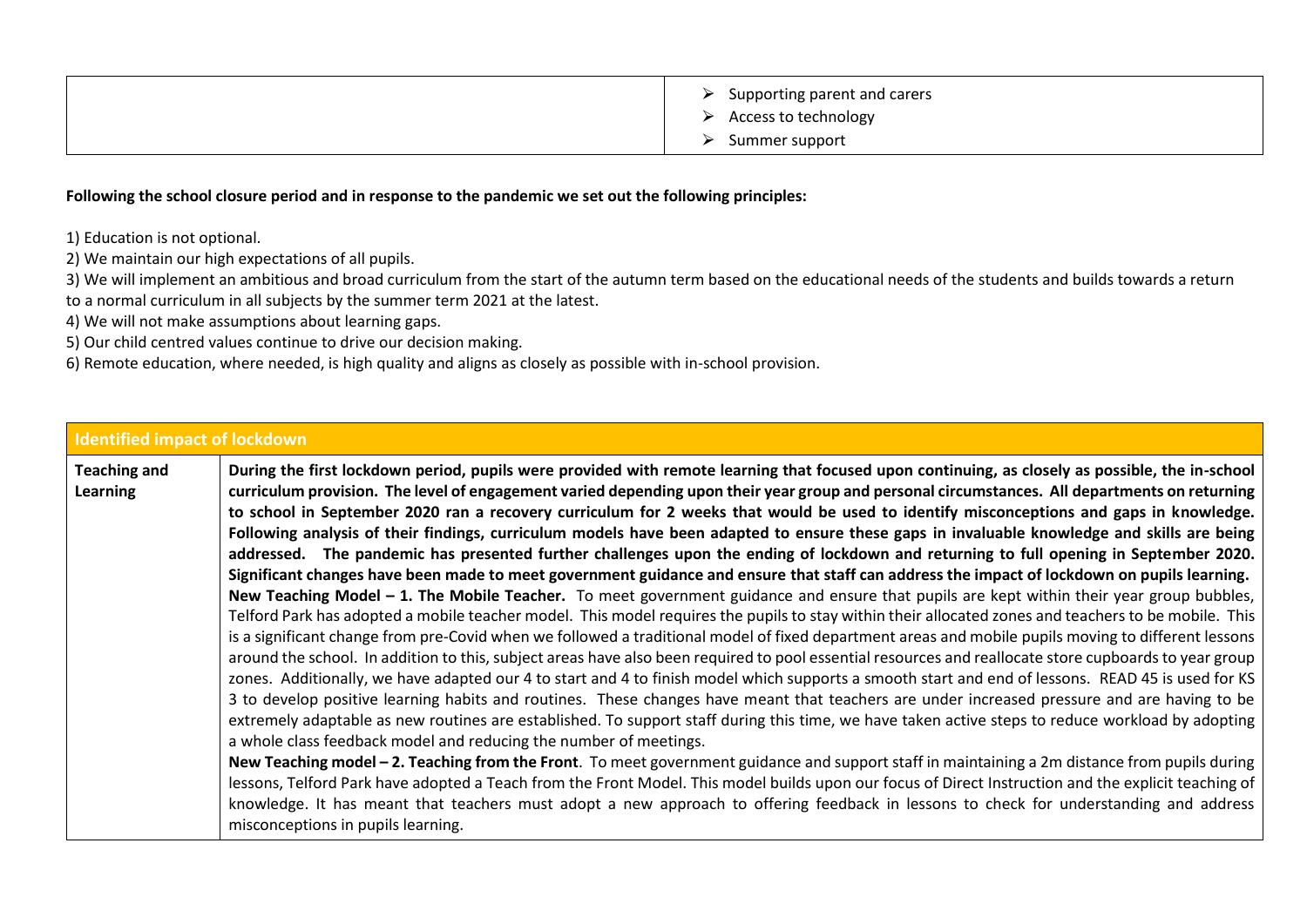| | |
|---|---|
| | ➢ Supporting parent and carers<br>➢ Access to technology<br>➢ Summer support |

**Following the school closure period and in response to the pandemic we set out the following principles:**

1) Education is not optional.
2) We maintain our high expectations of all pupils.
3) We will implement an ambitious and broad curriculum from the start of the autumn term based on the educational needs of the students and builds towards a return to a normal curriculum in all subjects by the summer term 2021 at the latest.
4) We will not make assumptions about learning gaps.
5) Our child centred values continue to drive our decision making.
6) Remote education, where needed, is high quality and aligns as closely as possible with in-school provision.

| Identified impact of lockdown | |
|---|---|
| **Teaching and Learning** | **During the first lockdown period, pupils were provided with remote learning that focused upon continuing, as closely as possible, the in-school curriculum provision. The level of engagement varied depending upon their year group and personal circumstances. All departments on returning to school in September 2020 ran a recovery curriculum for 2 weeks that would be used to identify misconceptions and gaps in knowledge. Following analysis of their findings, curriculum models have been adapted to ensure these gaps in invaluable knowledge and skills are being addressed. The pandemic has presented further challenges upon the ending of lockdown and returning to full opening in September 2020. Significant changes have been made to meet government guidance and ensure that staff can address the impact of lockdown on pupils learning.**<br>**New Teaching Model – 1. The Mobile Teacher.** To meet government guidance and ensure that pupils are kept within their year group bubbles, Telford Park has adopted a mobile teacher model. This model requires the pupils to stay within their allocated zones and teachers to be mobile. This is a significant change from pre-Covid when we followed a traditional model of fixed department areas and mobile pupils moving to different lessons around the school. In addition to this, subject areas have also been required to pool essential resources and reallocate store cupboards to year group zones. Additionally, we have adapted our 4 to start and 4 to finish model which supports a smooth start and end of lessons. READ 45 is used for KS 3 to develop positive learning habits and routines. These changes have meant that teachers are under increased pressure and are having to be extremely adaptable as new routines are established. To support staff during this time, we have taken active steps to reduce workload by adopting a whole class feedback model and reducing the number of meetings.<br>**New Teaching model – 2. Teaching from the Front**. To meet government guidance and support staff in maintaining a 2m distance from pupils during lessons, Telford Park have adopted a Teach from the Front Model. This model builds upon our focus of Direct Instruction and the explicit teaching of knowledge. It has meant that teachers must adopt a new approach to offering feedback in lessons to check for understanding and address misconceptions in pupils learning. |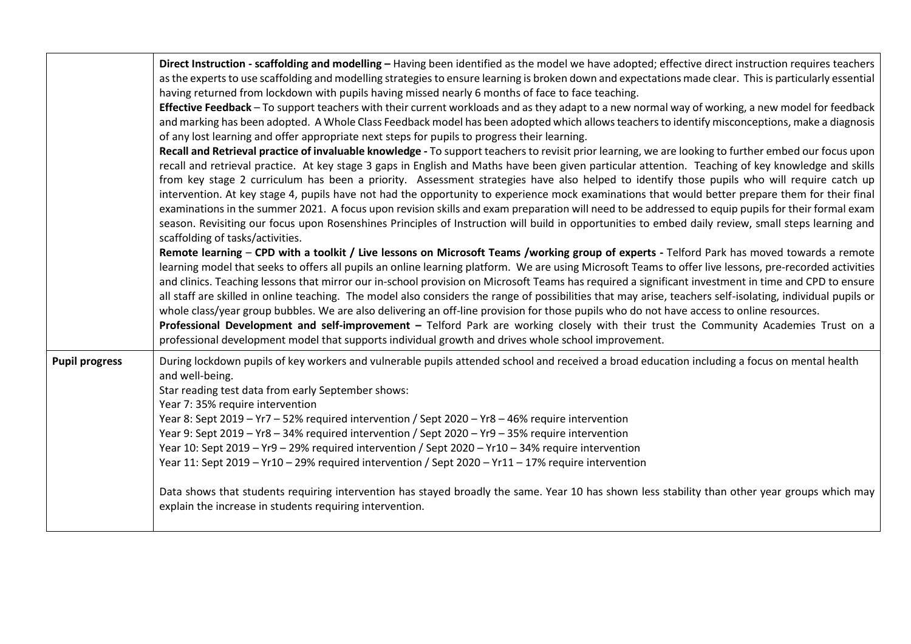| | |
|---|---|
| | **Direct Instruction - scaffolding and modelling –** Having been identified as the model we have adopted; effective direct instruction requires teachers as the experts to use scaffolding and modelling strategies to ensure learning is broken down and expectations made clear. This is particularly essential having returned from lockdown with pupils having missed nearly 6 months of face to face teaching.<br>**Effective Feedback** – To support teachers with their current workloads and as they adapt to a new normal way of working, a new model for feedback and marking has been adopted. A Whole Class Feedback model has been adopted which allows teachers to identify misconceptions, make a diagnosis of any lost learning and offer appropriate next steps for pupils to progress their learning.<br>**Recall and Retrieval practice of invaluable knowledge -** To support teachers to revisit prior learning, we are looking to further embed our focus upon recall and retrieval practice. At key stage 3 gaps in English and Maths have been given particular attention. Teaching of key knowledge and skills from key stage 2 curriculum has been a priority. Assessment strategies have also helped to identify those pupils who will require catch up intervention. At key stage 4, pupils have not had the opportunity to experience mock examinations that would better prepare them for their final examinations in the summer 2021. A focus upon revision skills and exam preparation will need to be addressed to equip pupils for their formal exam season. Revisiting our focus upon Rosenshines Principles of Instruction will build in opportunities to embed daily review, small steps learning and scaffolding of tasks/activities.<br>**Remote learning** – **CPD with a toolkit / Live lessons on Microsoft Teams /working group of experts -** Telford Park has moved towards a remote learning model that seeks to offers all pupils an online learning platform. We are using Microsoft Teams to offer live lessons, pre-recorded activities and clinics. Teaching lessons that mirror our in-school provision on Microsoft Teams has required a significant investment in time and CPD to ensure all staff are skilled in online teaching. The model also considers the range of possibilities that may arise, teachers self-isolating, individual pupils or whole class/year group bubbles. We are also delivering an off-line provision for those pupils who do not have access to online resources.<br>**Professional Development and self-improvement –** Telford Park are working closely with their trust the Community Academies Trust on a professional development model that supports individual growth and drives whole school improvement. |
| **Pupil progress** | During lockdown pupils of key workers and vulnerable pupils attended school and received a broad education including a focus on mental health and well-being.<br>Star reading test data from early September shows:<br>Year 7: 35% require intervention<br>Year 8: Sept 2019 – Yr7 – 52% required intervention / Sept 2020 – Yr8 – 46% require intervention<br>Year 9: Sept 2019 – Yr8 – 34% required intervention / Sept 2020 – Yr9 – 35% require intervention<br>Year 10: Sept 2019 – Yr9 – 29% required intervention / Sept 2020 – Yr10 – 34% require intervention<br>Year 11: Sept 2019 – Yr10 – 29% required intervention / Sept 2020 – Yr11 – 17% require intervention<br><br>Data shows that students requiring intervention has stayed broadly the same. Year 10 has shown less stability than other year groups which may explain the increase in students requiring intervention. |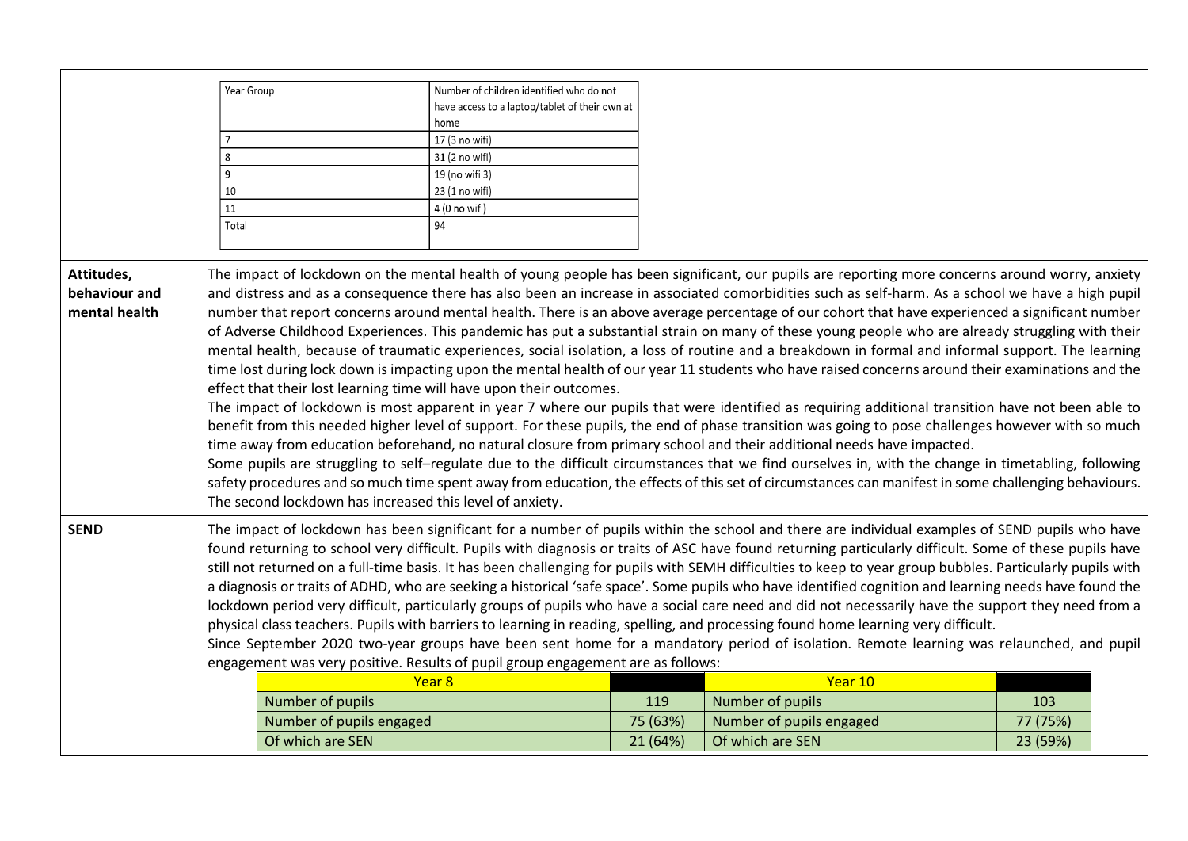| | |
|---|---|
| | <table><tr><th>Year Group</th><th>Number of children identified who do not have access to a laptop/tablet of their own at home</th></tr><tr><td>7</td><td>17 (3 no wifi)</td></tr><tr><td>8</td><td>31 (2 no wifi)</td></tr><tr><td>9</td><td>19 (no wifi 3)</td></tr><tr><td>10</td><td>23 (1 no wifi)</td></tr><tr><td>11</td><td>4 (0 no wifi)</td></tr><tr><td>Total</td><td>94</td></tr></table> |
| **Attitudes, behaviour and mental health** | The impact of lockdown on the mental health of young people has been significant, our pupils are reporting more concerns around worry, anxiety and distress and as a consequence there has also been an increase in associated comorbidities such as self-harm. As a school we have a high pupil number that report concerns around mental health. There is an above average percentage of our cohort that have experienced a significant number of Adverse Childhood Experiences. This pandemic has put a substantial strain on many of these young people who are already struggling with their mental health, because of traumatic experiences, social isolation, a loss of routine and a breakdown in formal and informal support. The learning time lost during lock down is impacting upon the mental health of our year 11 students who have raised concerns around their examinations and the effect that their lost learning time will have upon their outcomes.<br>The impact of lockdown is most apparent in year 7 where our pupils that were identified as requiring additional transition have not been able to benefit from this needed higher level of support. For these pupils, the end of phase transition was going to pose challenges however with so much time away from education beforehand, no natural closure from primary school and their additional needs have impacted.<br>Some pupils are struggling to self–regulate due to the difficult circumstances that we find ourselves in, with the change in timetabling, following safety procedures and so much time spent away from education, the effects of this set of circumstances can manifest in some challenging behaviours. The second lockdown has increased this level of anxiety. |
| **SEND** | The impact of lockdown has been significant for a number of pupils within the school and there are individual examples of SEND pupils who have found returning to school very difficult. Pupils with diagnosis or traits of ASC have found returning particularly difficult. Some of these pupils have still not returned on a full-time basis. It has been challenging for pupils with SEMH difficulties to keep to year group bubbles. Particularly pupils with a diagnosis or traits of ADHD, who are seeking a historical 'safe space'. Some pupils who have identified cognition and learning needs have found the lockdown period very difficult, particularly groups of pupils who have a social care need and did not necessarily have the support they need from a physical class teachers. Pupils with barriers to learning in reading, spelling, and processing found home learning very difficult.<br>Since September 2020 two-year groups have been sent home for a mandatory period of isolation. Remote learning was relaunched, and pupil engagement was very positive. Results of pupil group engagement are as follows:<br><table><tr><th>Year 8</th><th></th><th>Year 10</th><th></th></tr><tr><td>Number of pupils</td><td>119</td><td>Number of pupils</td><td>103</td></tr><tr><td>Number of pupils engaged</td><td>75 (63%)</td><td>Number of pupils engaged</td><td>77 (75%)</td></tr><tr><td>Of which are SEN</td><td>21 (64%)</td><td>Of which are SEN</td><td>23 (59%)</td></tr></table> |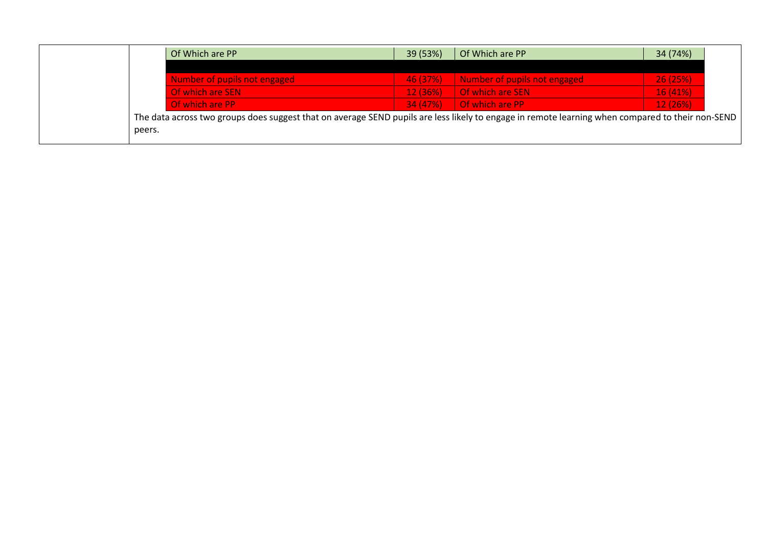| | | | |
|---|---|---|---|
| Of Which are PP | 39 (53%) | Of Which are PP | 34 (74%) |
| | | | |
| Number of pupils not engaged | 46 (37%) | Number of pupils not engaged | 26 (25%) |
| Of which are SEN | 12 (36%) | Of which are SEN | 16 (41%) |
| Of which are PP | 34 (47%) | Of which are PP | 12 (26%) |

The data across two groups does suggest that on average SEND pupils are less likely to engage in remote learning when compared to their non-SEND peers.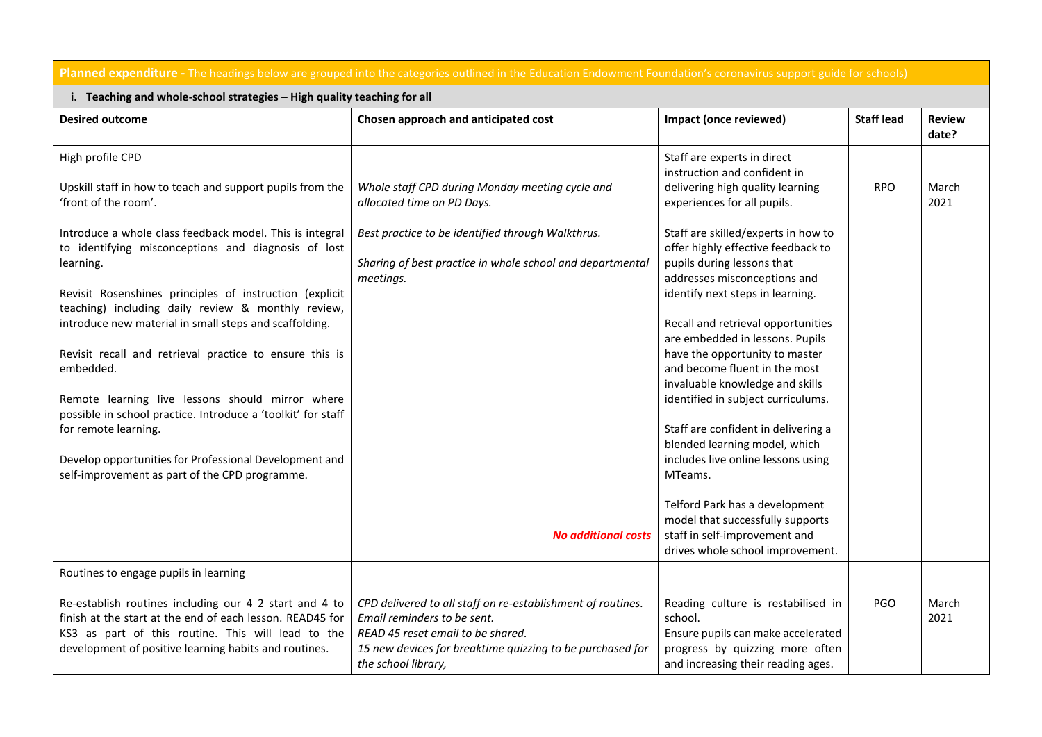| **Planned expenditure -** The headings below are grouped into the categories outlined in the Education Endowment Foundation's coronavirus support guide for schools) | | | | |
|---|---|---|---|---|
| **i. Teaching and whole-school strategies – High quality teaching for all** | | | | |
| **Desired outcome** | **Chosen approach and anticipated cost** | **Impact (once reviewed)** | **Staff lead** | **Review date?** |
| High profile CPD<br><br>Upskill staff in how to teach and support pupils from the 'front of the room'.<br><br>Introduce a whole class feedback model. This is integral to identifying misconceptions and diagnosis of lost learning.<br><br>Revisit Rosenshines principles of instruction (explicit teaching) including daily review & monthly review, introduce new material in small steps and scaffolding.<br><br>Revisit recall and retrieval practice to ensure this is embedded.<br><br>Remote learning live lessons should mirror where possible in school practice. Introduce a 'toolkit' for staff for remote learning.<br><br>Develop opportunities for Professional Development and self-improvement as part of the CPD programme. | *Whole staff CPD during Monday meeting cycle and allocated time on PD Days.*<br><br>*Best practice to be identified through Walkthrus.*<br><br>*Sharing of best practice in whole school and departmental meetings.*<br><br>***No additional costs*** | Staff are experts in direct instruction and confident in delivering high quality learning experiences for all pupils.<br><br>Staff are skilled/experts in how to offer highly effective feedback to pupils during lessons that addresses misconceptions and identify next steps in learning.<br><br>Recall and retrieval opportunities are embedded in lessons. Pupils have the opportunity to master and become fluent in the most invaluable knowledge and skills identified in subject curriculums.<br><br>Staff are confident in delivering a blended learning model, which includes live online lessons using MTeams.<br><br>Telford Park has a development model that successfully supports staff in self-improvement and drives whole school improvement. | RPO | March 2021 |
| Routines to engage pupils in learning<br><br>Re-establish routines including our 4 2 start and 4 to finish at the start at the end of each lesson. READ45 for KS3 as part of this routine. This will lead to the development of positive learning habits and routines. | *CPD delivered to all staff on re-establishment of routines.*<br>*Email reminders to be sent.*<br>*READ 45 reset email to be shared.*<br>*15 new devices for breaktime quizzing to be purchased for the school library,* | Reading culture is restabilised in school.<br>Ensure pupils can make accelerated progress by quizzing more often and increasing their reading ages. | PGO | March 2021 |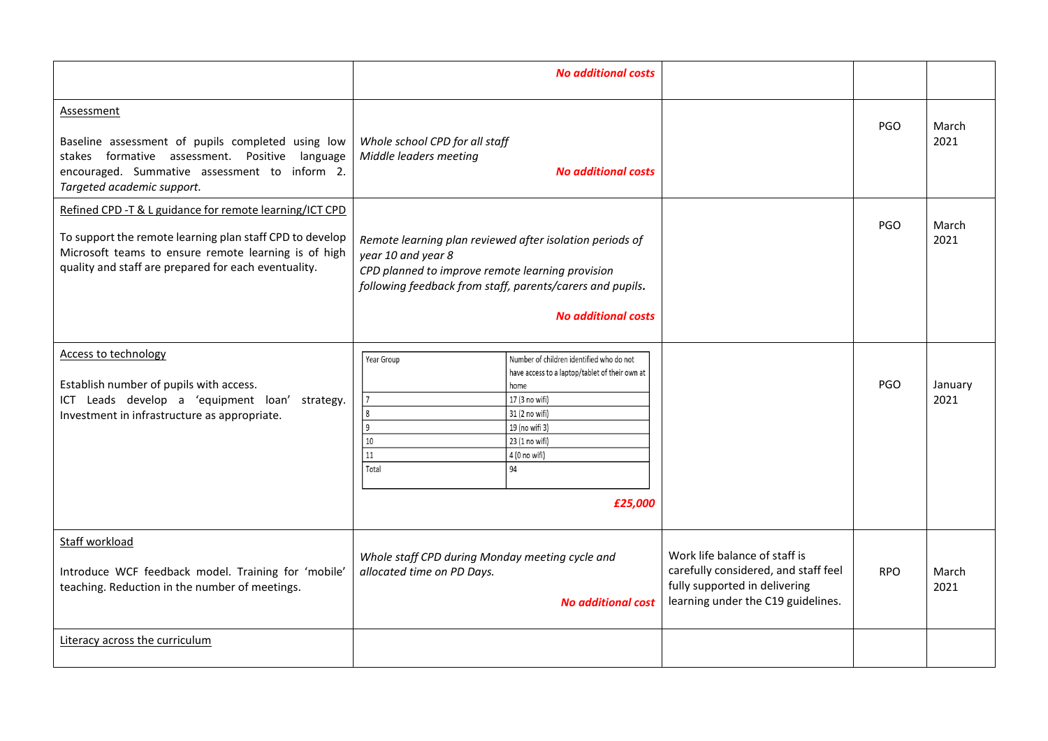| | | | | |
|---|---|---|---|---|
| | ***No additional costs*** | | | |
| Assessment<br><br>Baseline assessment of pupils completed using low stakes formative assessment. Positive language encouraged. Summative assessment to inform 2. *Targeted academic support.* | *Whole school CPD for all staff*<br>*Middle leaders meeting*<br><br>***No additional costs*** | | PGO | March 2021 |
| Refined CPD -T & L guidance for remote learning/ICT CPD<br><br>To support the remote learning plan staff CPD to develop Microsoft teams to ensure remote learning is of high quality and staff are prepared for each eventuality. | *Remote learning plan reviewed after isolation periods of year 10 and year 8*<br>*CPD planned to improve remote learning provision following feedback from staff, parents/carers and pupils.*<br><br>***No additional costs*** | | PGO | March 2021 |
| Access to technology<br><br>Establish number of pupils with access.<br>ICT Leads develop a 'equipment loan' strategy. Investment in infrastructure as appropriate. | Year Group: Number of children identified who do not have access to a laptop/tablet of their own at home<br>7: 17 (3 no wifi)<br>8: 31 (2 no wifi)<br>9: 19 (no wifi 3)<br>10: 23 (1 no wifi)<br>11: 4 (0 no wifi)<br>Total: 94<br><br>***£25,000*** | | PGO | January 2021 |
| Staff workload<br><br>Introduce WCF feedback model. Training for 'mobile' teaching. Reduction in the number of meetings. | *Whole staff CPD during Monday meeting cycle and allocated time on PD Days.*<br><br>***No additional cost*** | Work life balance of staff is carefully considered, and staff feel fully supported in delivering learning under the C19 guidelines. | RPO | March 2021 |
| Literacy across the curriculum | | | | |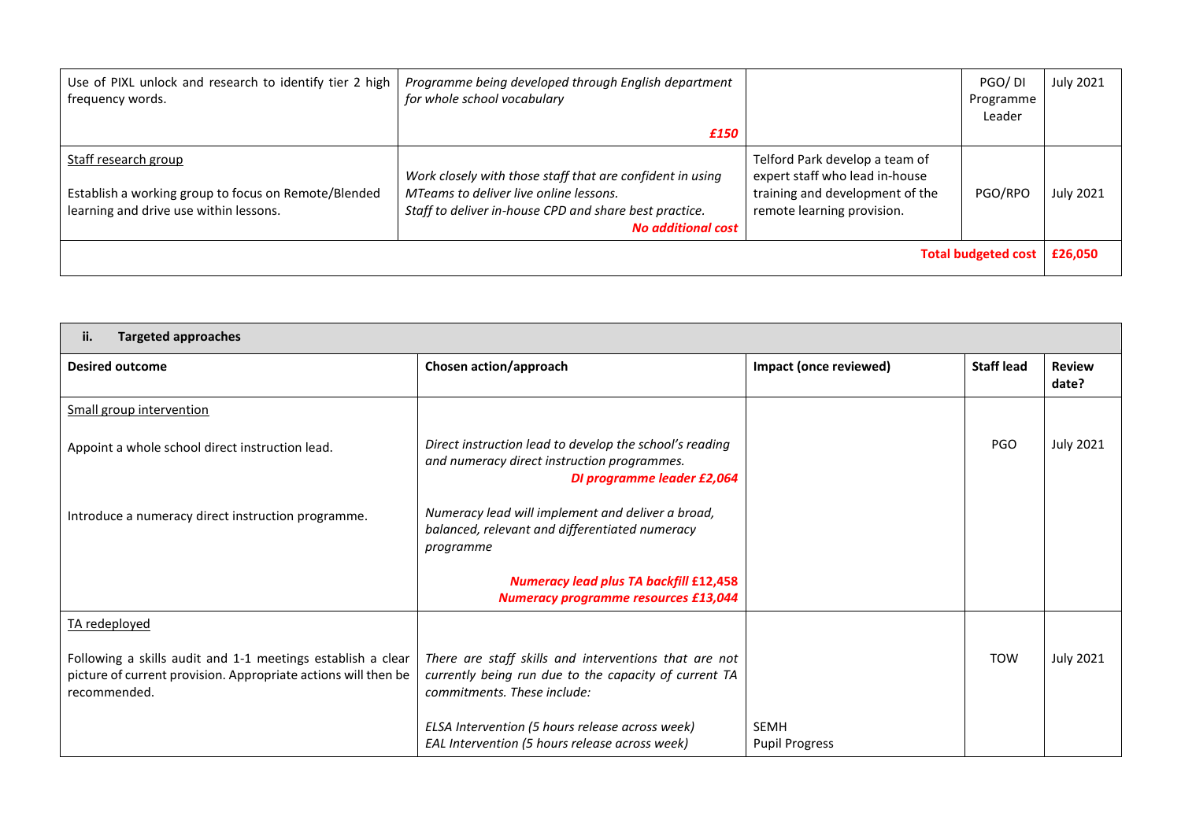| | | | | |
|---|---|---|---|---|
| Use of PIXL unlock and research to identify tier 2 high frequency words. | *Programme being developed through English department for whole school vocabulary*<br><br>***£150*** | | PGO/ DI Programme Leader | July 2021 |
| Staff research group<br><br>Establish a working group to focus on Remote/Blended learning and drive use within lessons. | *Work closely with those staff that are confident in using MTeams to deliver live online lessons.*<br>*Staff to deliver in-house CPD and share best practice.*<br>***No additional cost*** | Telford Park develop a team of expert staff who lead in-house training and development of the remote learning provision. | PGO/RPO | July 2021 |
| | | | **Total budgeted cost** | **£26,050** |

| **ii. Targeted approaches** | | | | |
|---|---|---|---|---|
| **Desired outcome** | **Chosen action/approach** | **Impact (once reviewed)** | **Staff lead** | **Review date?** |
| Small group intervention<br><br>Appoint a whole school direct instruction lead.<br><br>Introduce a numeracy direct instruction programme. | *Direct instruction lead to develop the school's reading and numeracy direct instruction programmes.*<br>***DI programme leader £2,064***<br><br>*Numeracy lead will implement and deliver a broad, balanced, relevant and differentiated numeracy programme*<br><br>***Numeracy lead plus TA backfill £12,458***<br>***Numeracy programme resources £13,044*** | | PGO | July 2021 |
| TA redeployed<br><br>Following a skills audit and 1-1 meetings establish a clear picture of current provision. Appropriate actions will then be recommended. | *There are staff skills and interventions that are not currently being run due to the capacity of current TA commitments. These include:*<br><br>*ELSA Intervention (5 hours release across week)*<br>*EAL Intervention (5 hours release across week)* | SEMH<br>Pupil Progress | TOW | July 2021 |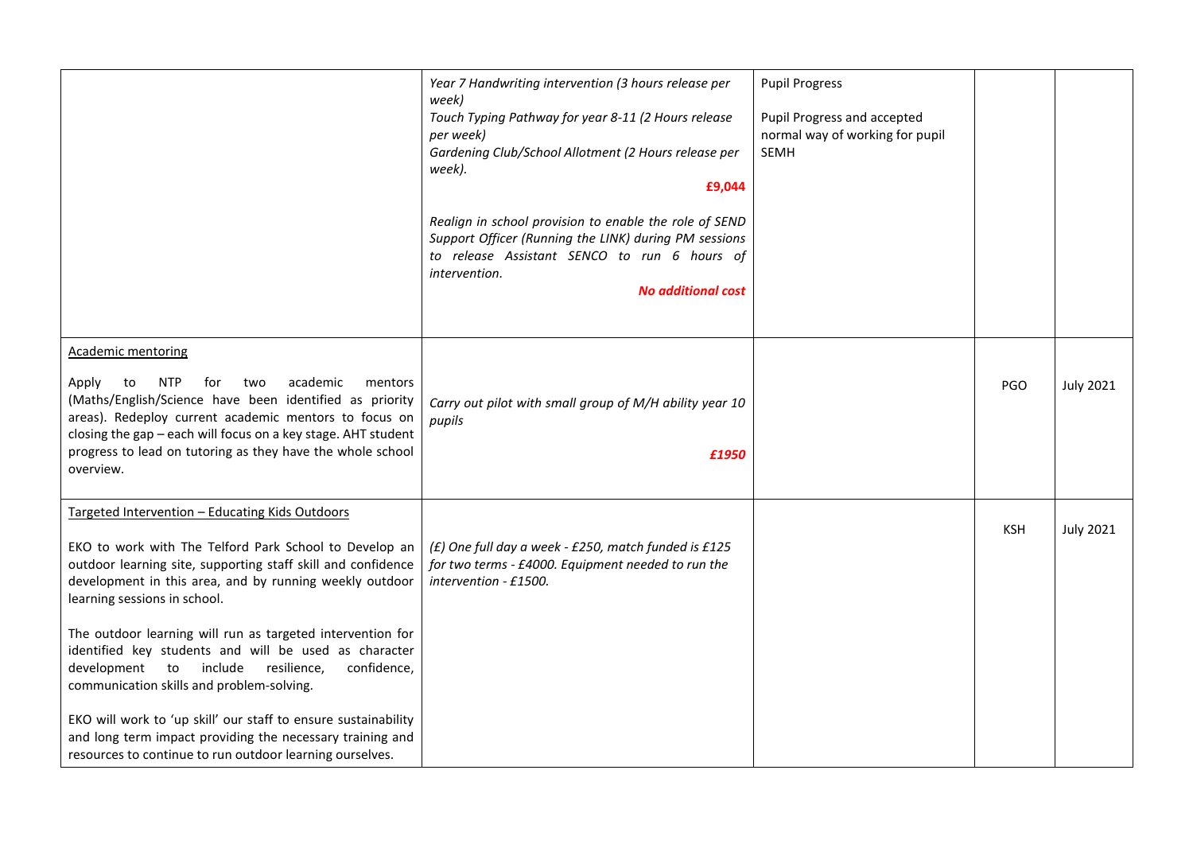| | | | | |
|---|---|---|---|---|
| | *Year 7 Handwriting intervention (3 hours release per week)*<br>*Touch Typing Pathway for year 8-11 (2 Hours release per week)*<br>*Gardening Club/School Allotment (2 Hours release per week).*<br>**£9,044**<br><br>*Realign in school provision to enable the role of SEND Support Officer (Running the LINK) during PM sessions to release Assistant SENCO to run 6 hours of intervention.*<br>***No additional cost*** | Pupil Progress<br><br>Pupil Progress and accepted normal way of working for pupil SEMH | | |
| Academic mentoring<br><br>Apply to NTP for two academic mentors (Maths/English/Science have been identified as priority areas). Redeploy current academic mentors to focus on closing the gap – each will focus on a key stage. AHT student progress to lead on tutoring as they have the whole school overview. | *Carry out pilot with small group of M/H ability year 10 pupils*<br><br>***£1950*** | | PGO | July 2021 |
| Targeted Intervention – Educating Kids Outdoors<br><br>EKO to work with The Telford Park School to Develop an outdoor learning site, supporting staff skill and confidence development in this area, and by running weekly outdoor learning sessions in school.<br><br>The outdoor learning will run as targeted intervention for identified key students and will be used as character development to include resilience, confidence, communication skills and problem-solving.<br><br>EKO will work to 'up skill' our staff to ensure sustainability and long term impact providing the necessary training and resources to continue to run outdoor learning ourselves. | *(£) One full day a week - £250, match funded is £125 for two terms - £4000. Equipment needed to run the intervention - £1500.* | | KSH | July 2021 |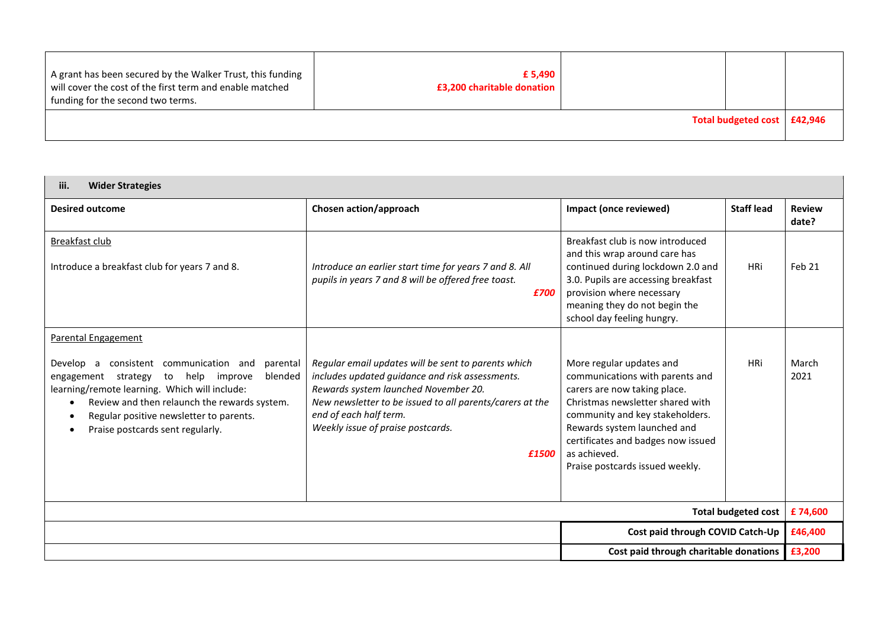| | | | | |
|---|---|---|---|---|
| A grant has been secured by the Walker Trust, this funding will cover the cost of the first term and enable matched funding for the second two terms. | **£ 5,490**<br>**£3,200 charitable donation** | | | |
| | | | **Total budgeted cost** | **£42,946** |

| **iii. Wider Strategies** | | | | |
|---|---|---|---|---|
| **Desired outcome** | **Chosen action/approach** | **Impact (once reviewed)** | **Staff lead** | **Review date?** |
| Breakfast club<br><br>Introduce a breakfast club for years 7 and 8. | *Introduce an earlier start time for years 7 and 8. All pupils in years 7 and 8 will be offered free toast.*<br>***£700*** | Breakfast club is now introduced and this wrap around care has continued during lockdown 2.0 and 3.0. Pupils are accessing breakfast provision where necessary meaning they do not begin the school day feeling hungry. | HRi | Feb 21 |
| Parental Engagement<br><br>Develop a consistent communication and parental engagement strategy to help improve blended learning/remote learning. Which will include:<br>• Review and then relaunch the rewards system.<br>• Regular positive newsletter to parents.<br>• Praise postcards sent regularly. | *Regular email updates will be sent to parents which includes updated guidance and risk assessments.*<br>*Rewards system launched November 20.*<br>*New newsletter to be issued to all parents/carers at the end of each half term.*<br>*Weekly issue of praise postcards.*<br>***£1500*** | More regular updates and communications with parents and carers are now taking place.<br>Christmas newsletter shared with community and key stakeholders.<br>Rewards system launched and certificates and badges now issued as achieved.<br>Praise postcards issued weekly. | HRi | March 2021 |
| | | | **Total budgeted cost** | **£ 74,600** |
| | | | **Cost paid through COVID Catch-Up** | **£46,400** |
| | | | **Cost paid through charitable donations** | **£3,200** |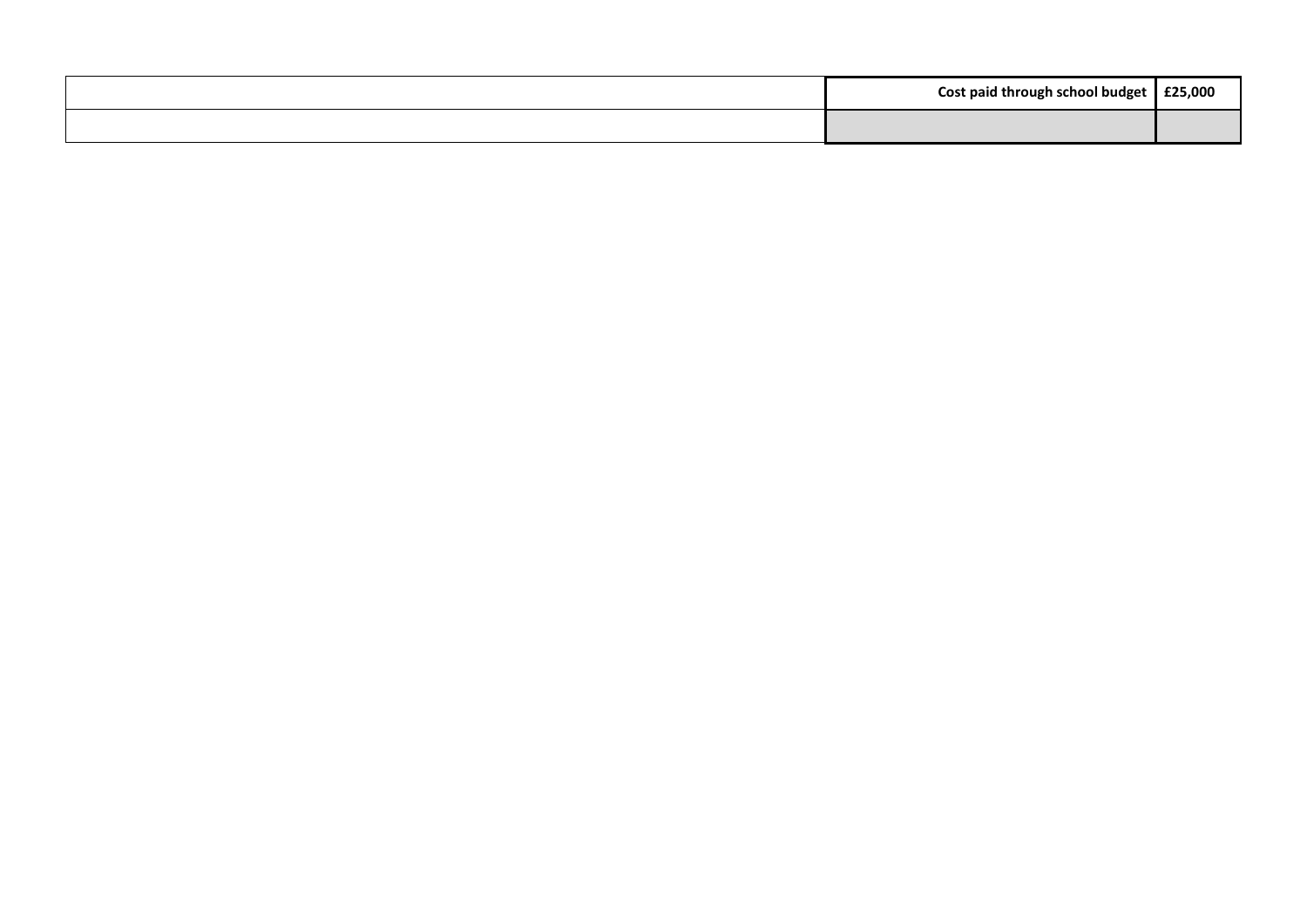| | | |
|---|---|---|
| | **Cost paid through school budget** | **£25,000** |
| | | |